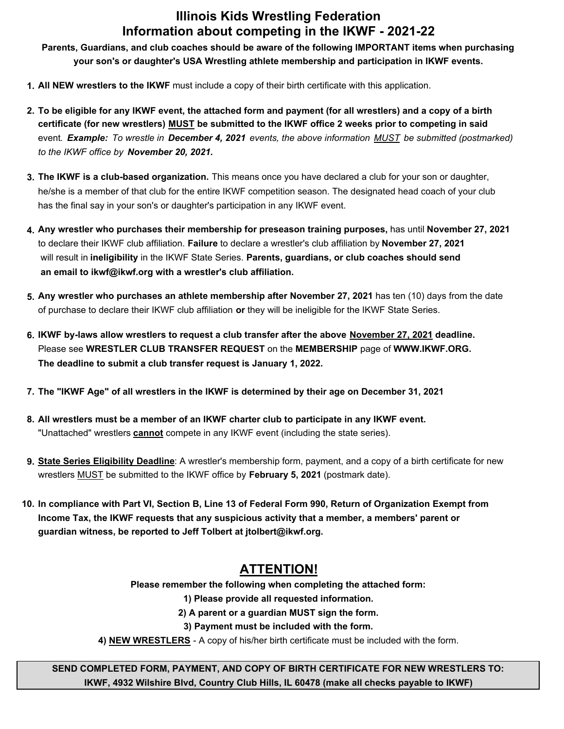# Illinois Kids Wrestling Federation
# Information about competing in the IKWF - 2021-22

**Parents, Guardians, and club coaches should be aware of the following IMPORTANT items when purchasing your son's or daughter's USA Wrestling athlete membership and participation in IKWF events.**

1. **All NEW wrestlers to the IKWF** must include a copy of their birth certificate with this application.

2. **To be eligible for any IKWF event, the attached form and payment (for all wrestlers) and a copy of a birth certificate (for new wrestlers) <u>MUST</u> be submitted to the IKWF office 2 weeks prior to competing in said** event. ***Example:*** *To wrestle in* ***December 4, 2021*** *events, the above information <u>MUST</u> be submitted (postmarked) to the IKWF office by* ***November 20, 2021.***

3. **The IKWF is a club-based organization.** This means once you have declared a club for your son or daughter, he/she is a member of that club for the entire IKWF competition season. The designated head coach of your club has the final say in your son's or daughter's participation in any IKWF event.

4. **Any wrestler who purchases their membership for preseason training purposes,** has until **November 27, 2021** to declare their IKWF club affiliation. **Failure** to declare a wrestler's club affiliation by **November 27, 2021** will result in **ineligibility** in the IKWF State Series. **Parents, guardians, or club coaches should send an email to ikwf@ikwf.org with a wrestler's club affiliation.**

5. **Any wrestler who purchases an athlete membership after November 27, 2021** has ten (10) days from the date of purchase to declare their IKWF club affiliation **or** they will be ineligible for the IKWF State Series.

6. **IKWF by-laws allow wrestlers to request a club transfer after the above <u>November 27, 2021</u> deadline.** Please see **WRESTLER CLUB TRANSFER REQUEST** on the **MEMBERSHIP** page of **WWW.IKWF.ORG. The deadline to submit a club transfer request is January 1, 2022.**

7. **The "IKWF Age" of all wrestlers in the IKWF is determined by their age on December 31, 2021**

8. **All wrestlers must be a member of an IKWF charter club to participate in any IKWF event.** "Unattached" wrestlers **<u>cannot</u>** compete in any IKWF event (including the state series).

9. **<u>State Series Eligibility Deadline</u>**: A wrestler's membership form, payment, and a copy of a birth certificate for new wrestlers <u>MUST</u> be submitted to the IKWF office by **February 5, 2021** (postmark date).

10. **In compliance with Part VI, Section B, Line 13 of Federal Form 990, Return of Organization Exempt from Income Tax, the IKWF requests that any suspicious activity that a member, a members' parent or guardian witness, be reported to Jeff Tolbert at jtolbert@ikwf.org.**

## <u>ATTENTION!</u>

**Please remember the following when completing the attached form:**

**1) Please provide all requested information.**

**2) A parent or a guardian MUST sign the form.**

**3) Payment must be included with the form.**

**4) <u>NEW WRESTLERS</u>** - A copy of his/her birth certificate must be included with the form.

**SEND COMPLETED FORM, PAYMENT, AND COPY OF BIRTH CERTIFICATE FOR NEW WRESTLERS TO: IKWF, 4932 Wilshire Blvd, Country Club Hills, IL 60478 (make all checks payable to IKWF)**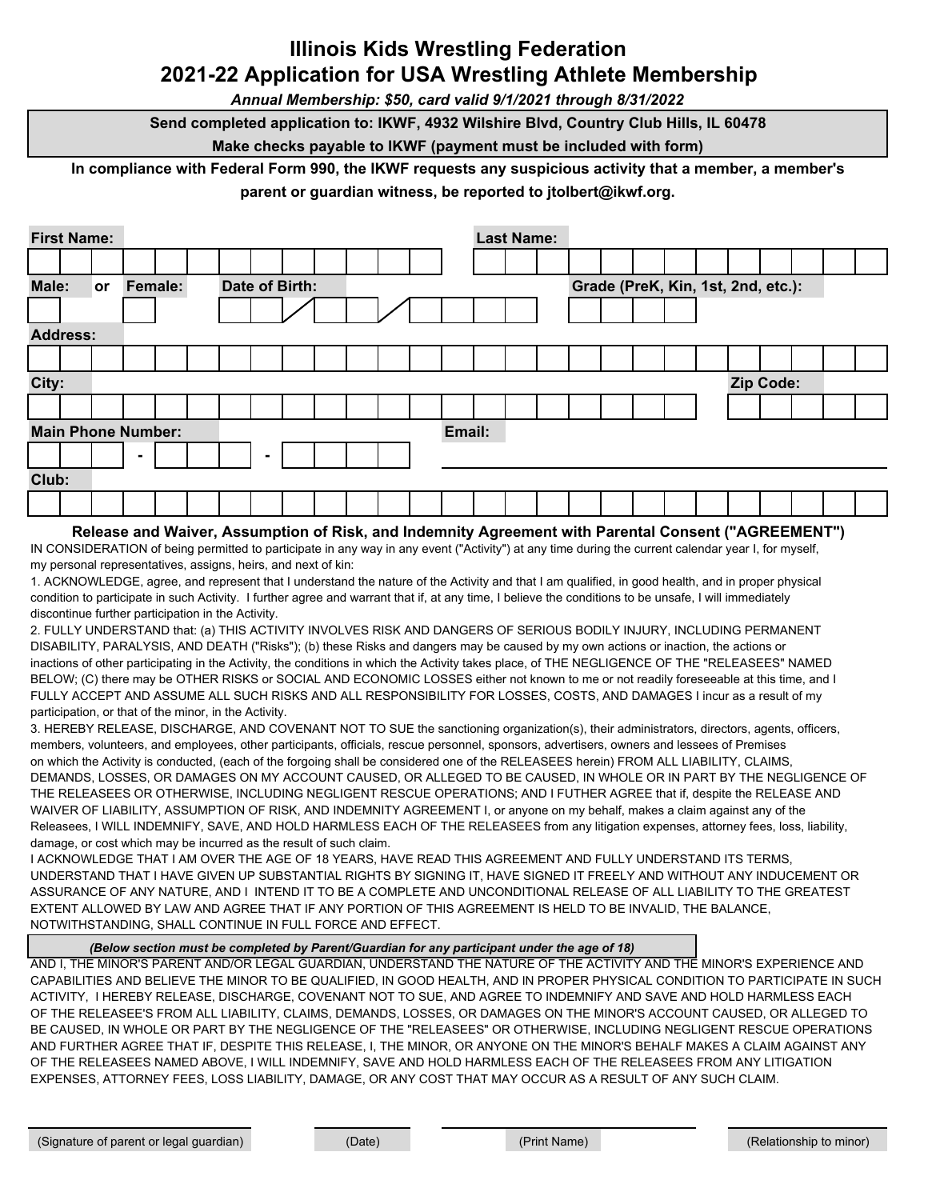# Illinois Kids Wrestling Federation
## 2021-22 Application for USA Wrestling Athlete Membership

***Annual Membership: $50, card valid 9/1/2021 through 8/31/2022***

**Send completed application to: IKWF, 4932 Wilshire Blvd, Country Club Hills, IL 60478**

**Make checks payable to IKWF (payment must be included with form)**

**In compliance with Federal Form 990, the IKWF requests any suspicious activity that a member, a member's parent or guardian witness, be reported to jtolbert@ikwf.org.**

**First Name:** &nbsp;&nbsp;&nbsp;&nbsp; **Last Name:**

**Male:** or **Female:** &nbsp;&nbsp;&nbsp;&nbsp; **Date of Birth:** \_\_ / \_\_ / \_\_\_\_ &nbsp;&nbsp;&nbsp;&nbsp; **Grade (PreK, Kin, 1st, 2nd, etc.):**

**Address:**

**City:** &nbsp;&nbsp;&nbsp;&nbsp; **Zip Code:**

**Main Phone Number:** \_\_\_ - \_\_\_\_ - \_\_\_\_ &nbsp;&nbsp;&nbsp;&nbsp; **Email:**

**Club:**

### Release and Waiver, Assumption of Risk, and Indemnity Agreement with Parental Consent ("AGREEMENT")

IN CONSIDERATION of being permitted to participate in any way in any event ("Activity") at any time during the current calendar year I, for myself, my personal representatives, assigns, heirs, and next of kin:

1. ACKNOWLEDGE, agree, and represent that I understand the nature of the Activity and that I am qualified, in good health, and in proper physical condition to participate in such Activity. I further agree and warrant that if, at any time, I believe the conditions to be unsafe, I will immediately discontinue further participation in the Activity.
2. FULLY UNDERSTAND that: (a) THIS ACTIVITY INVOLVES RISK AND DANGERS OF SERIOUS BODILY INJURY, INCLUDING PERMANENT DISABILITY, PARALYSIS, AND DEATH ("Risks"); (b) these Risks and dangers may be caused by my own actions or inaction, the actions or inactions of other participating in the Activity, the conditions in which the Activity takes place, of THE NEGLIGENCE OF THE "RELEASEES" NAMED BELOW; (C) there may be OTHER RISKS or SOCIAL AND ECONOMIC LOSSES either not known to me or not readily foreseeable at this time, and I FULLY ACCEPT AND ASSUME ALL SUCH RISKS AND ALL RESPONSIBILITY FOR LOSSES, COSTS, AND DAMAGES I incur as a result of my participation, or that of the minor, in the Activity.
3. HEREBY RELEASE, DISCHARGE, AND COVENANT NOT TO SUE the sanctioning organization(s), their administrators, directors, agents, officers, members, volunteers, and employees, other participants, officials, rescue personnel, sponsors, advertisers, owners and lessees of Premises on which the Activity is conducted, (each of the forgoing shall be considered one of the RELEASEES herein) FROM ALL LIABILITY, CLAIMS, DEMANDS, LOSSES, OR DAMAGES ON MY ACCOUNT CAUSED, OR ALLEGED TO BE CAUSED, IN WHOLE OR IN PART BY THE NEGLIGENCE OF THE RELEASEES OR OTHERWISE, INCLUDING NEGLIGENT RESCUE OPERATIONS; AND I FUTHER AGREE that if, despite the RELEASE AND WAIVER OF LIABILITY, ASSUMPTION OF RISK, AND INDEMNITY AGREEMENT I, or anyone on my behalf, makes a claim against any of the Releasees, I WILL INDEMNIFY, SAVE, AND HOLD HARMLESS EACH OF THE RELEASEES from any litigation expenses, attorney fees, loss, liability, damage, or cost which may be incurred as the result of such claim.

I ACKNOWLEDGE THAT I AM OVER THE AGE OF 18 YEARS, HAVE READ THIS AGREEMENT AND FULLY UNDERSTAND ITS TERMS, UNDERSTAND THAT I HAVE GIVEN UP SUBSTANTIAL RIGHTS BY SIGNING IT, HAVE SIGNED IT FREELY AND WITHOUT ANY INDUCEMENT OR ASSURANCE OF ANY NATURE, AND I INTEND IT TO BE A COMPLETE AND UNCONDITIONAL RELEASE OF ALL LIABILITY TO THE GREATEST EXTENT ALLOWED BY LAW AND AGREE THAT IF ANY PORTION OF THIS AGREEMENT IS HELD TO BE INVALID, THE BALANCE, NOTWITHSTANDING, SHALL CONTINUE IN FULL FORCE AND EFFECT.

***(Below section must be completed by Parent/Guardian for any participant under the age of 18)***

AND I, THE MINOR'S PARENT AND/OR LEGAL GUARDIAN, UNDERSTAND THE NATURE OF THE ACTIVITY AND THE MINOR'S EXPERIENCE AND CAPABILITIES AND BELIEVE THE MINOR TO BE QUALIFIED, IN GOOD HEALTH, AND IN PROPER PHYSICAL CONDITION TO PARTICIPATE IN SUCH ACTIVITY, I HEREBY RELEASE, DISCHARGE, COVENANT NOT TO SUE, AND AGREE TO INDEMNIFY AND SAVE AND HOLD HARMLESS EACH OF THE RELEASEE'S FROM ALL LIABILITY, CLAIMS, DEMANDS, LOSSES, OR DAMAGES ON THE MINOR'S ACCOUNT CAUSED, OR ALLEGED TO BE CAUSED, IN WHOLE OR PART BY THE NEGLIGENCE OF THE "RELEASEES" OR OTHERWISE, INCLUDING NEGLIGENT RESCUE OPERATIONS AND FURTHER AGREE THAT IF, DESPITE THIS RELEASE, I, THE MINOR, OR ANYONE ON THE MINOR'S BEHALF MAKES A CLAIM AGAINST ANY OF THE RELEASEES NAMED ABOVE, I WILL INDEMNIFY, SAVE AND HOLD HARMLESS EACH OF THE RELEASEES FROM ANY LITIGATION EXPENSES, ATTORNEY FEES, LOSS LIABILITY, DAMAGE, OR ANY COST THAT MAY OCCUR AS A RESULT OF ANY SUCH CLAIM.

| | | | |
|---|---|---|---|
| (Signature of parent or legal guardian) | (Date) | (Print Name) | (Relationship to minor) |